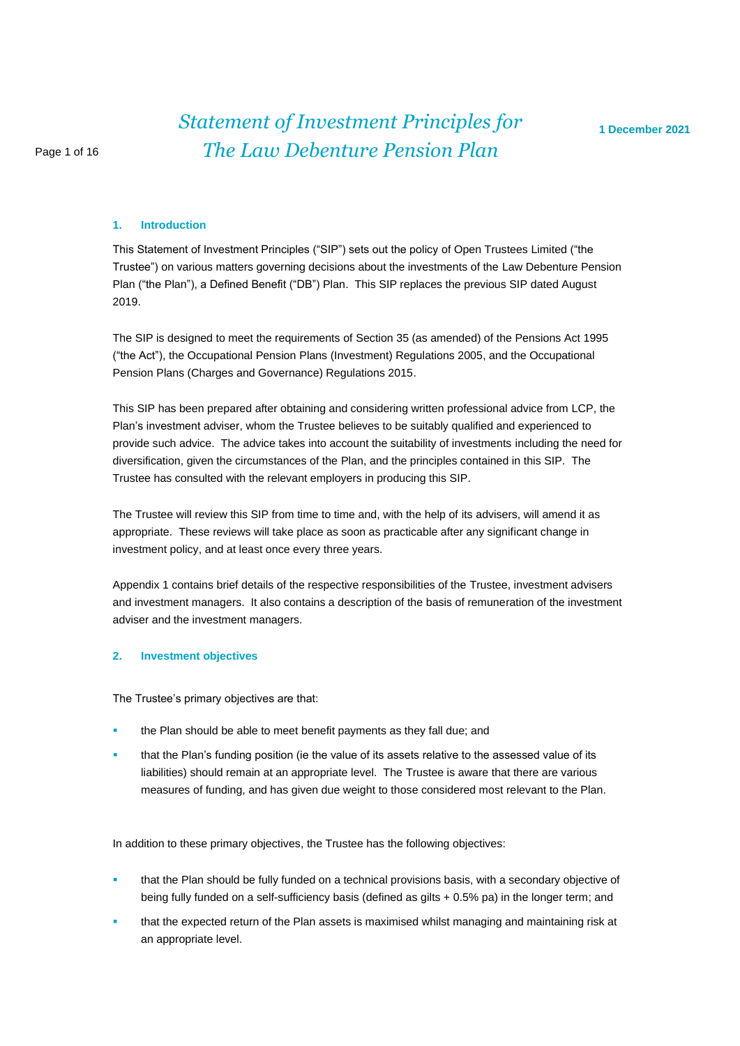# Statement of Investment Principles for The Law Debenture Pension Plan

**1 December 2021**

## 1. Introduction

This Statement of Investment Principles ("SIP") sets out the policy of Open Trustees Limited ("the Trustee") on various matters governing decisions about the investments of the Law Debenture Pension Plan ("the Plan"), a Defined Benefit ("DB") Plan. This SIP replaces the previous SIP dated August 2019.

The SIP is designed to meet the requirements of Section 35 (as amended) of the Pensions Act 1995 ("the Act"), the Occupational Pension Plans (Investment) Regulations 2005, and the Occupational Pension Plans (Charges and Governance) Regulations 2015.

This SIP has been prepared after obtaining and considering written professional advice from LCP, the Plan's investment adviser, whom the Trustee believes to be suitably qualified and experienced to provide such advice. The advice takes into account the suitability of investments including the need for diversification, given the circumstances of the Plan, and the principles contained in this SIP. The Trustee has consulted with the relevant employers in producing this SIP.

The Trustee will review this SIP from time to time and, with the help of its advisers, will amend it as appropriate. These reviews will take place as soon as practicable after any significant change in investment policy, and at least once every three years.

Appendix 1 contains brief details of the respective responsibilities of the Trustee, investment advisers and investment managers. It also contains a description of the basis of remuneration of the investment adviser and the investment managers.

## 2. Investment objectives

The Trustee's primary objectives are that:

- the Plan should be able to meet benefit payments as they fall due; and
- that the Plan's funding position (ie the value of its assets relative to the assessed value of its liabilities) should remain at an appropriate level. The Trustee is aware that there are various measures of funding, and has given due weight to those considered most relevant to the Plan.

In addition to these primary objectives, the Trustee has the following objectives:

- that the Plan should be fully funded on a technical provisions basis, with a secondary objective of being fully funded on a self-sufficiency basis (defined as gilts + 0.5% pa) in the longer term; and
- that the expected return of the Plan assets is maximised whilst managing and maintaining risk at an appropriate level.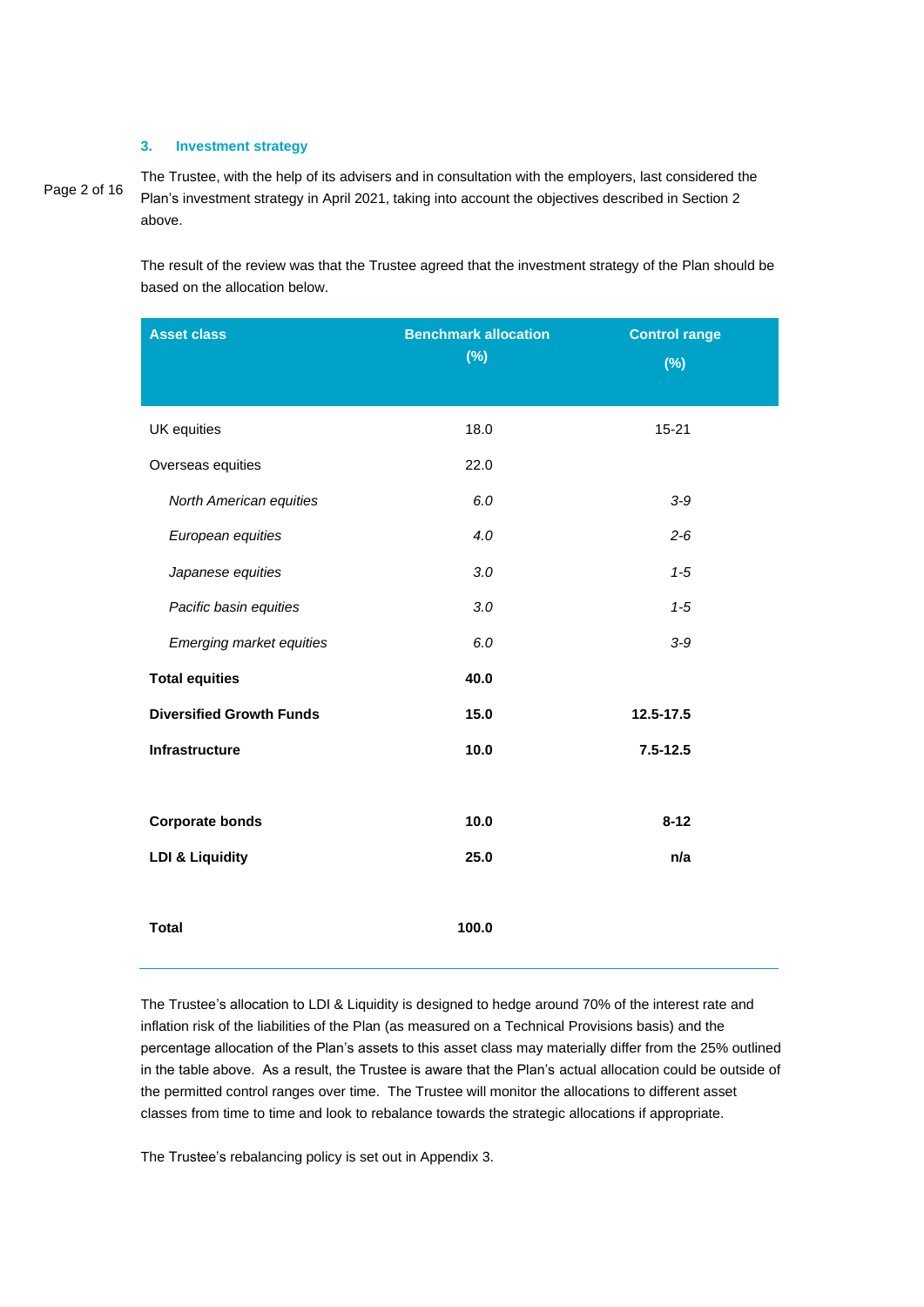## 3. Investment strategy

The Trustee, with the help of its advisers and in consultation with the employers, last considered the Plan's investment strategy in April 2021, taking into account the objectives described in Section 2 above.

The result of the review was that the Trustee agreed that the investment strategy of the Plan should be based on the allocation below.

| Asset class | Benchmark allocation (%) | Control range (%) |
|---|---|---|
| UK equities | 18.0 | 15-21 |
| Overseas equities | 22.0 | |
| *North American equities* | *6.0* | *3-9* |
| *European equities* | *4.0* | *2-6* |
| *Japanese equities* | *3.0* | *1-5* |
| *Pacific basin equities* | *3.0* | *1-5* |
| *Emerging market equities* | *6.0* | *3-9* |
| **Total equities** | **40.0** | |
| **Diversified Growth Funds** | **15.0** | **12.5-17.5** |
| **Infrastructure** | **10.0** | **7.5-12.5** |
| **Corporate bonds** | **10.0** | **8-12** |
| **LDI & Liquidity** | **25.0** | **n/a** |
| **Total** | **100.0** | |

The Trustee's allocation to LDI & Liquidity is designed to hedge around 70% of the interest rate and inflation risk of the liabilities of the Plan (as measured on a Technical Provisions basis) and the percentage allocation of the Plan's assets to this asset class may materially differ from the 25% outlined in the table above. As a result, the Trustee is aware that the Plan's actual allocation could be outside of the permitted control ranges over time. The Trustee will monitor the allocations to different asset classes from time to time and look to rebalance towards the strategic allocations if appropriate.

The Trustee's rebalancing policy is set out in Appendix 3.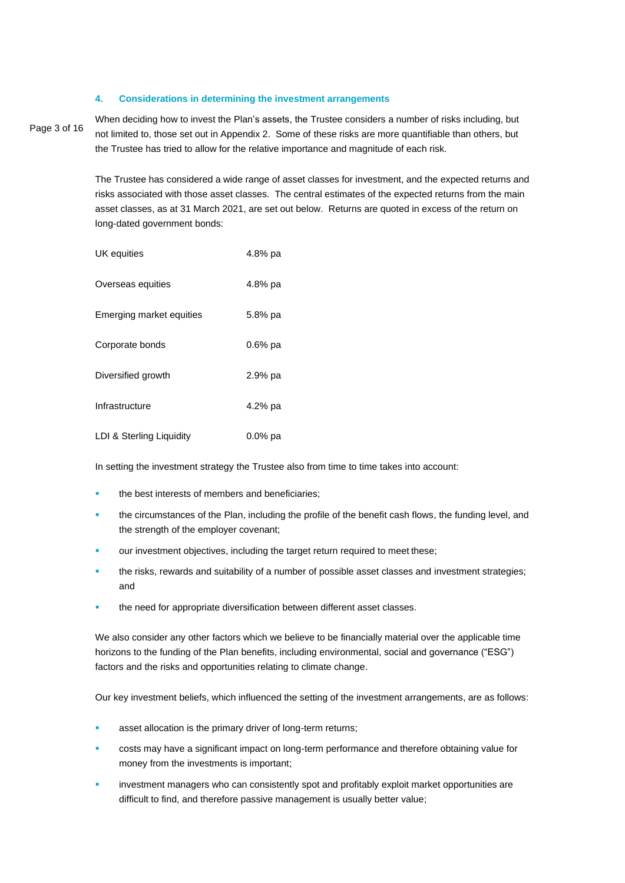## 4. Considerations in determining the investment arrangements

When deciding how to invest the Plan's assets, the Trustee considers a number of risks including, but not limited to, those set out in Appendix 2. Some of these risks are more quantifiable than others, but the Trustee has tried to allow for the relative importance and magnitude of each risk.

The Trustee has considered a wide range of asset classes for investment, and the expected returns and risks associated with those asset classes. The central estimates of the expected returns from the main asset classes, as at 31 March 2021, are set out below. Returns are quoted in excess of the return on long-dated government bonds:

| | |
|---|---|
| UK equities | 4.8% pa |
| Overseas equities | 4.8% pa |
| Emerging market equities | 5.8% pa |
| Corporate bonds | 0.6% pa |
| Diversified growth | 2.9% pa |
| Infrastructure | 4.2% pa |
| LDI & Sterling Liquidity | 0.0% pa |

In setting the investment strategy the Trustee also from time to time takes into account:

- the best interests of members and beneficiaries;
- the circumstances of the Plan, including the profile of the benefit cash flows, the funding level, and the strength of the employer covenant;
- our investment objectives, including the target return required to meet these;
- the risks, rewards and suitability of a number of possible asset classes and investment strategies; and
- the need for appropriate diversification between different asset classes.

We also consider any other factors which we believe to be financially material over the applicable time horizons to the funding of the Plan benefits, including environmental, social and governance ("ESG") factors and the risks and opportunities relating to climate change.

Our key investment beliefs, which influenced the setting of the investment arrangements, are as follows:

- asset allocation is the primary driver of long-term returns;
- costs may have a significant impact on long-term performance and therefore obtaining value for money from the investments is important;
- investment managers who can consistently spot and profitably exploit market opportunities are difficult to find, and therefore passive management is usually better value;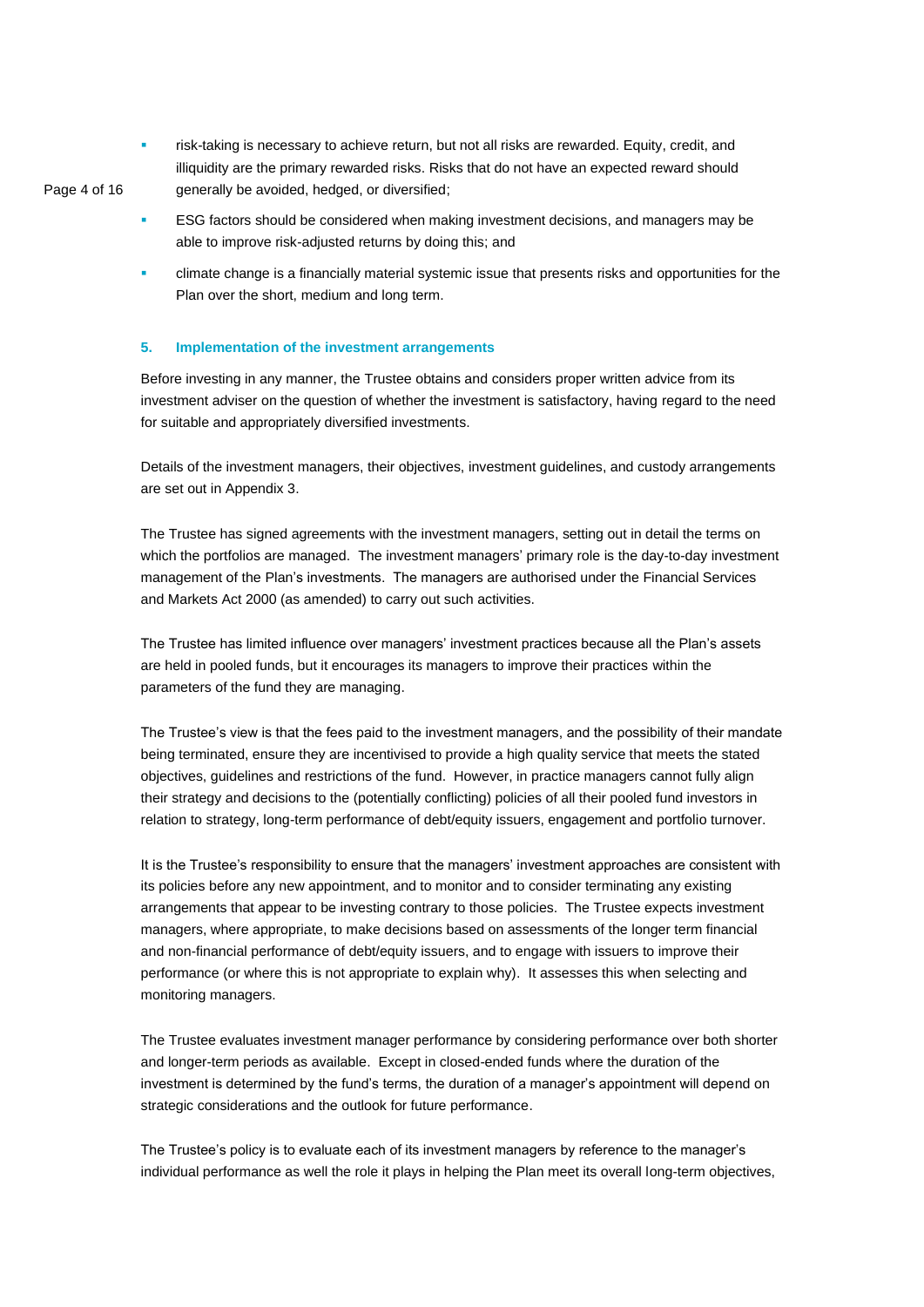- risk-taking is necessary to achieve return, but not all risks are rewarded. Equity, credit, and illiquidity are the primary rewarded risks. Risks that do not have an expected reward should generally be avoided, hedged, or diversified;
- ESG factors should be considered when making investment decisions, and managers may be able to improve risk-adjusted returns by doing this; and
- climate change is a financially material systemic issue that presents risks and opportunities for the Plan over the short, medium and long term.

## 5. Implementation of the investment arrangements

Before investing in any manner, the Trustee obtains and considers proper written advice from its investment adviser on the question of whether the investment is satisfactory, having regard to the need for suitable and appropriately diversified investments.

Details of the investment managers, their objectives, investment guidelines, and custody arrangements are set out in Appendix 3.

The Trustee has signed agreements with the investment managers, setting out in detail the terms on which the portfolios are managed. The investment managers' primary role is the day-to-day investment management of the Plan's investments. The managers are authorised under the Financial Services and Markets Act 2000 (as amended) to carry out such activities.

The Trustee has limited influence over managers' investment practices because all the Plan's assets are held in pooled funds, but it encourages its managers to improve their practices within the parameters of the fund they are managing.

The Trustee's view is that the fees paid to the investment managers, and the possibility of their mandate being terminated, ensure they are incentivised to provide a high quality service that meets the stated objectives, guidelines and restrictions of the fund. However, in practice managers cannot fully align their strategy and decisions to the (potentially conflicting) policies of all their pooled fund investors in relation to strategy, long-term performance of debt/equity issuers, engagement and portfolio turnover.

It is the Trustee's responsibility to ensure that the managers' investment approaches are consistent with its policies before any new appointment, and to monitor and to consider terminating any existing arrangements that appear to be investing contrary to those policies. The Trustee expects investment managers, where appropriate, to make decisions based on assessments of the longer term financial and non-financial performance of debt/equity issuers, and to engage with issuers to improve their performance (or where this is not appropriate to explain why). It assesses this when selecting and monitoring managers.

The Trustee evaluates investment manager performance by considering performance over both shorter and longer-term periods as available. Except in closed-ended funds where the duration of the investment is determined by the fund's terms, the duration of a manager's appointment will depend on strategic considerations and the outlook for future performance.

The Trustee's policy is to evaluate each of its investment managers by reference to the manager's individual performance as well the role it plays in helping the Plan meet its overall long-term objectives,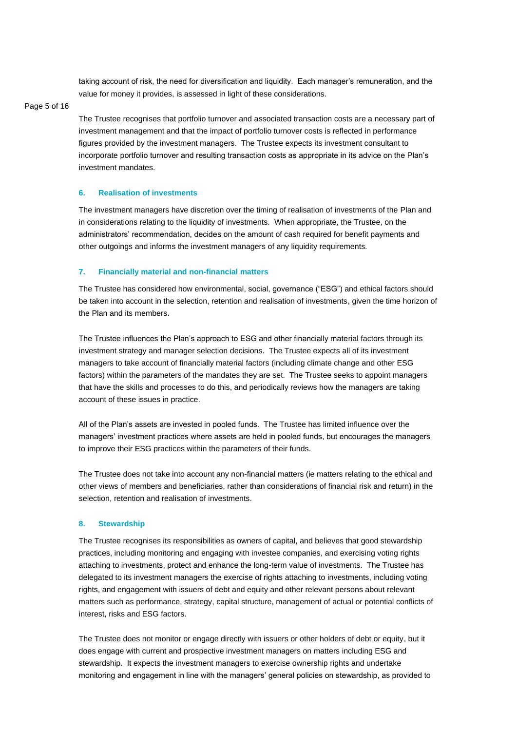taking account of risk, the need for diversification and liquidity. Each manager's remuneration, and the value for money it provides, is assessed in light of these considerations.

The Trustee recognises that portfolio turnover and associated transaction costs are a necessary part of investment management and that the impact of portfolio turnover costs is reflected in performance figures provided by the investment managers. The Trustee expects its investment consultant to incorporate portfolio turnover and resulting transaction costs as appropriate in its advice on the Plan's investment mandates.

## 6. Realisation of investments

The investment managers have discretion over the timing of realisation of investments of the Plan and in considerations relating to the liquidity of investments. When appropriate, the Trustee, on the administrators' recommendation, decides on the amount of cash required for benefit payments and other outgoings and informs the investment managers of any liquidity requirements.

## 7. Financially material and non-financial matters

The Trustee has considered how environmental, social, governance ("ESG") and ethical factors should be taken into account in the selection, retention and realisation of investments, given the time horizon of the Plan and its members.

The Trustee influences the Plan's approach to ESG and other financially material factors through its investment strategy and manager selection decisions. The Trustee expects all of its investment managers to take account of financially material factors (including climate change and other ESG factors) within the parameters of the mandates they are set. The Trustee seeks to appoint managers that have the skills and processes to do this, and periodically reviews how the managers are taking account of these issues in practice.

All of the Plan's assets are invested in pooled funds. The Trustee has limited influence over the managers' investment practices where assets are held in pooled funds, but encourages the managers to improve their ESG practices within the parameters of their funds.

The Trustee does not take into account any non-financial matters (ie matters relating to the ethical and other views of members and beneficiaries, rather than considerations of financial risk and return) in the selection, retention and realisation of investments.

## 8. Stewardship

The Trustee recognises its responsibilities as owners of capital, and believes that good stewardship practices, including monitoring and engaging with investee companies, and exercising voting rights attaching to investments, protect and enhance the long-term value of investments. The Trustee has delegated to its investment managers the exercise of rights attaching to investments, including voting rights, and engagement with issuers of debt and equity and other relevant persons about relevant matters such as performance, strategy, capital structure, management of actual or potential conflicts of interest, risks and ESG factors.

The Trustee does not monitor or engage directly with issuers or other holders of debt or equity, but it does engage with current and prospective investment managers on matters including ESG and stewardship. It expects the investment managers to exercise ownership rights and undertake monitoring and engagement in line with the managers' general policies on stewardship, as provided to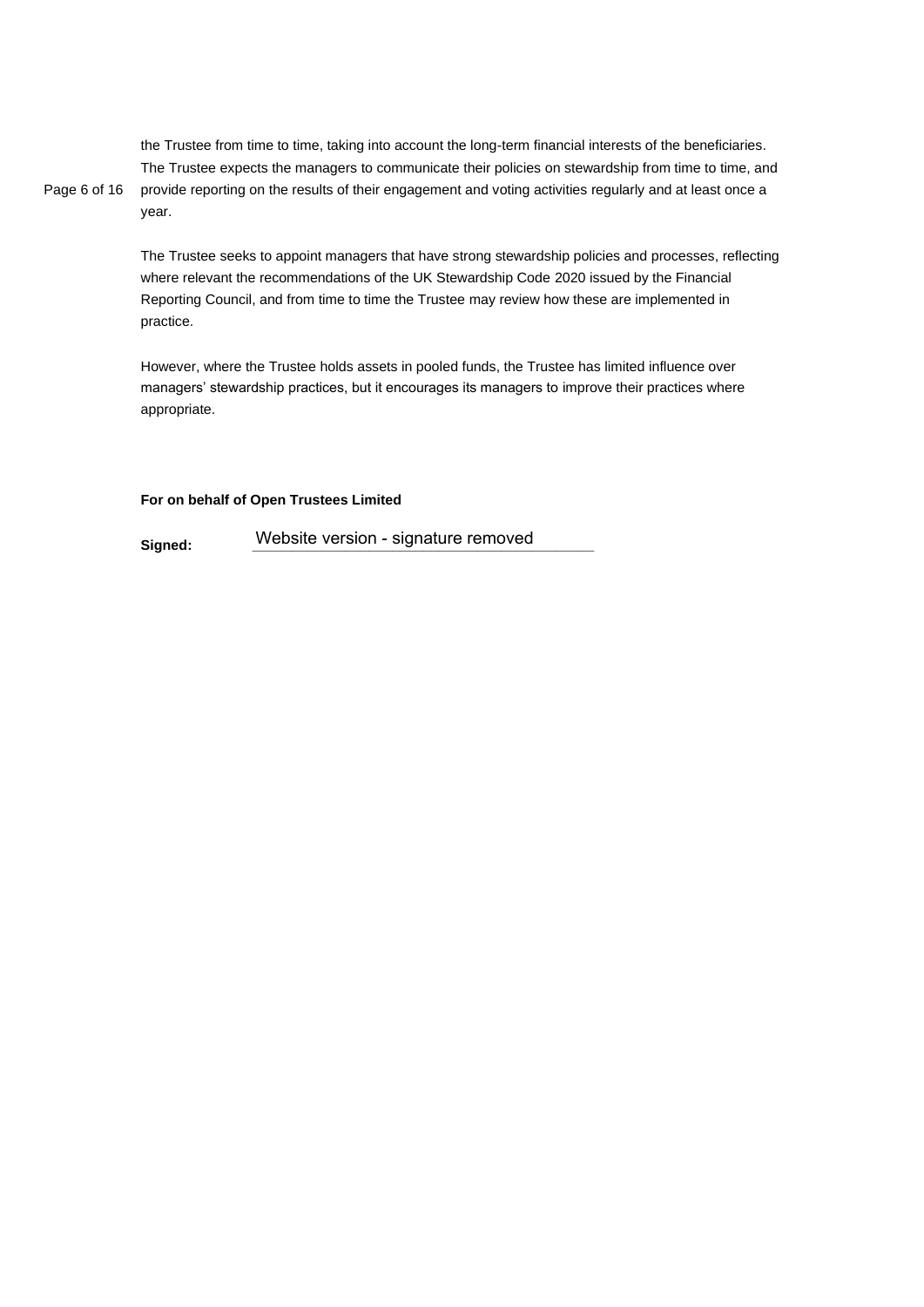the Trustee from time to time, taking into account the long-term financial interests of the beneficiaries. The Trustee expects the managers to communicate their policies on stewardship from time to time, and provide reporting on the results of their engagement and voting activities regularly and at least once a year.

The Trustee seeks to appoint managers that have strong stewardship policies and processes, reflecting where relevant the recommendations of the UK Stewardship Code 2020 issued by the Financial Reporting Council, and from time to time the Trustee may review how these are implemented in practice.

However, where the Trustee holds assets in pooled funds, the Trustee has limited influence over managers' stewardship practices, but it encourages its managers to improve their practices where appropriate.

**For on behalf of Open Trustees Limited**

**Signed:** Website version - signature removed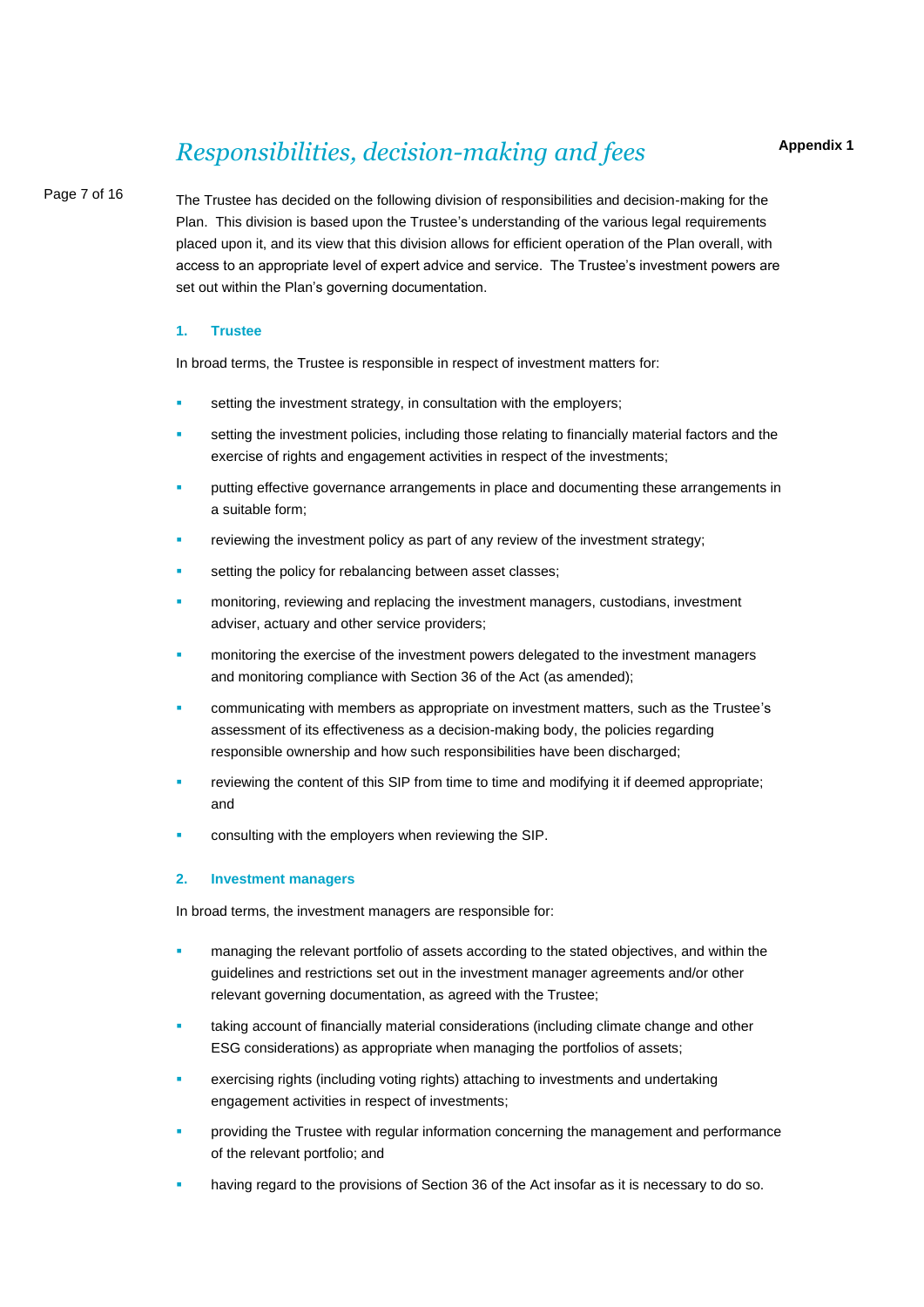# *Responsibilities, decision-making and fees*

**Appendix 1**

The Trustee has decided on the following division of responsibilities and decision-making for the Plan. This division is based upon the Trustee's understanding of the various legal requirements placed upon it, and its view that this division allows for efficient operation of the Plan overall, with access to an appropriate level of expert advice and service. The Trustee's investment powers are set out within the Plan's governing documentation.

### 1. Trustee

In broad terms, the Trustee is responsible in respect of investment matters for:

- setting the investment strategy, in consultation with the employers;
- setting the investment policies, including those relating to financially material factors and the exercise of rights and engagement activities in respect of the investments;
- putting effective governance arrangements in place and documenting these arrangements in a suitable form;
- reviewing the investment policy as part of any review of the investment strategy;
- setting the policy for rebalancing between asset classes;
- monitoring, reviewing and replacing the investment managers, custodians, investment adviser, actuary and other service providers;
- monitoring the exercise of the investment powers delegated to the investment managers and monitoring compliance with Section 36 of the Act (as amended);
- communicating with members as appropriate on investment matters, such as the Trustee's assessment of its effectiveness as a decision-making body, the policies regarding responsible ownership and how such responsibilities have been discharged;
- reviewing the content of this SIP from time to time and modifying it if deemed appropriate; and
- consulting with the employers when reviewing the SIP.

### 2. Investment managers

In broad terms, the investment managers are responsible for:

- managing the relevant portfolio of assets according to the stated objectives, and within the guidelines and restrictions set out in the investment manager agreements and/or other relevant governing documentation, as agreed with the Trustee;
- taking account of financially material considerations (including climate change and other ESG considerations) as appropriate when managing the portfolios of assets;
- exercising rights (including voting rights) attaching to investments and undertaking engagement activities in respect of investments;
- providing the Trustee with regular information concerning the management and performance of the relevant portfolio; and
- having regard to the provisions of Section 36 of the Act insofar as it is necessary to do so.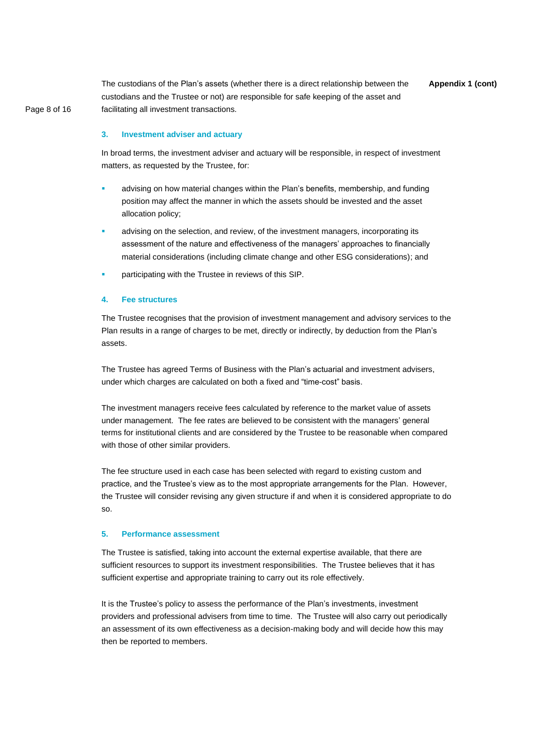The custodians of the Plan's assets (whether there is a direct relationship between the custodians and the Trustee or not) are responsible for safe keeping of the asset and facilitating all investment transactions.

### 3. Investment adviser and actuary

In broad terms, the investment adviser and actuary will be responsible, in respect of investment matters, as requested by the Trustee, for:

- advising on how material changes within the Plan's benefits, membership, and funding position may affect the manner in which the assets should be invested and the asset allocation policy;
- advising on the selection, and review, of the investment managers, incorporating its assessment of the nature and effectiveness of the managers' approaches to financially material considerations (including climate change and other ESG considerations); and
- participating with the Trustee in reviews of this SIP.

### 4. Fee structures

The Trustee recognises that the provision of investment management and advisory services to the Plan results in a range of charges to be met, directly or indirectly, by deduction from the Plan's assets.

The Trustee has agreed Terms of Business with the Plan's actuarial and investment advisers, under which charges are calculated on both a fixed and "time-cost" basis.

The investment managers receive fees calculated by reference to the market value of assets under management. The fee rates are believed to be consistent with the managers' general terms for institutional clients and are considered by the Trustee to be reasonable when compared with those of other similar providers.

The fee structure used in each case has been selected with regard to existing custom and practice, and the Trustee's view as to the most appropriate arrangements for the Plan. However, the Trustee will consider revising any given structure if and when it is considered appropriate to do so.

### 5. Performance assessment

The Trustee is satisfied, taking into account the external expertise available, that there are sufficient resources to support its investment responsibilities. The Trustee believes that it has sufficient expertise and appropriate training to carry out its role effectively.

It is the Trustee's policy to assess the performance of the Plan's investments, investment providers and professional advisers from time to time. The Trustee will also carry out periodically an assessment of its own effectiveness as a decision-making body and will decide how this may then be reported to members.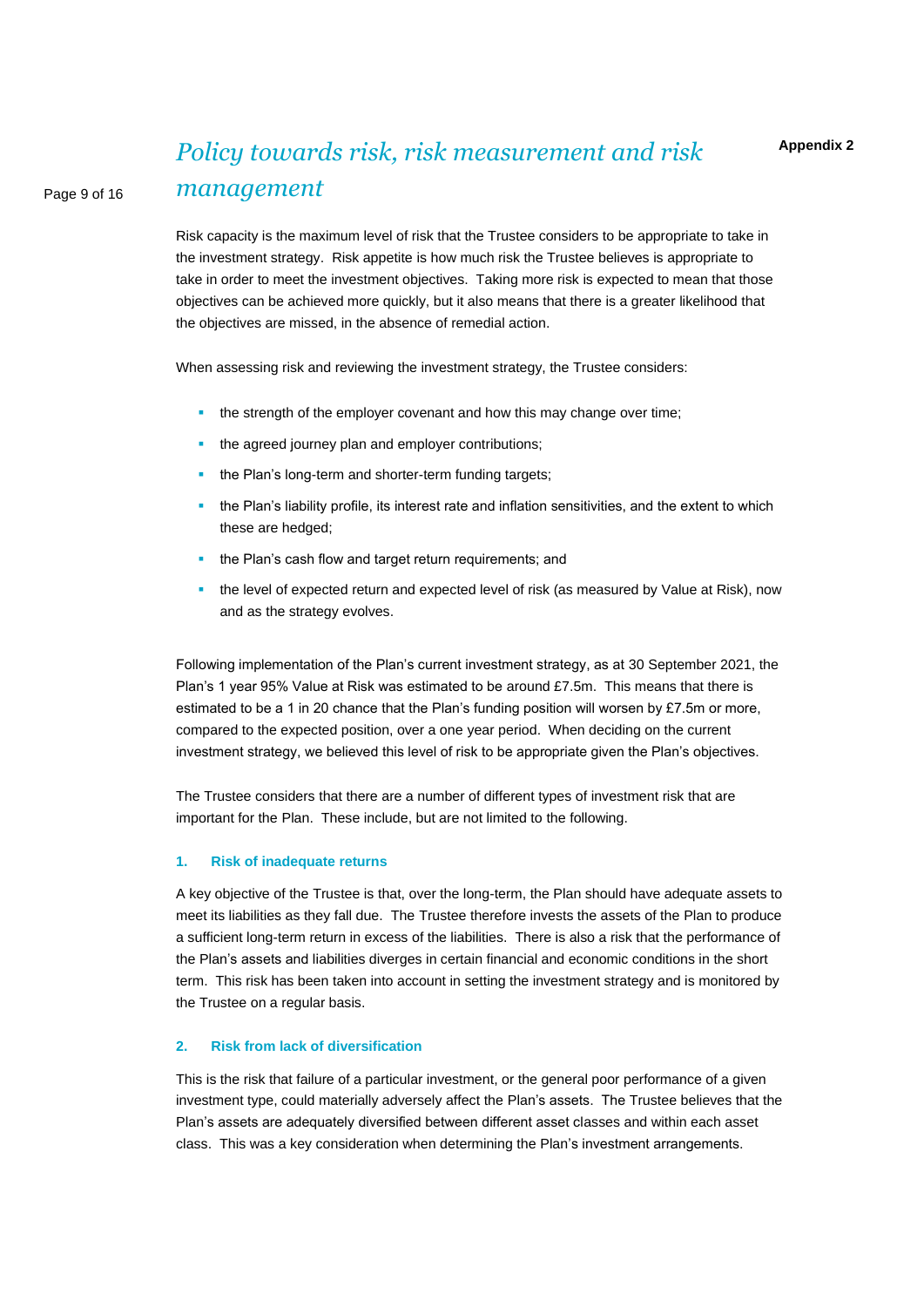# *Policy towards risk, risk measurement and risk management*

**Appendix 2**

Risk capacity is the maximum level of risk that the Trustee considers to be appropriate to take in the investment strategy. Risk appetite is how much risk the Trustee believes is appropriate to take in order to meet the investment objectives. Taking more risk is expected to mean that those objectives can be achieved more quickly, but it also means that there is a greater likelihood that the objectives are missed, in the absence of remedial action.

When assessing risk and reviewing the investment strategy, the Trustee considers:

- the strength of the employer covenant and how this may change over time;
- the agreed journey plan and employer contributions;
- the Plan's long-term and shorter-term funding targets;
- the Plan's liability profile, its interest rate and inflation sensitivities, and the extent to which these are hedged;
- the Plan's cash flow and target return requirements; and
- the level of expected return and expected level of risk (as measured by Value at Risk), now and as the strategy evolves.

Following implementation of the Plan's current investment strategy, as at 30 September 2021, the Plan's 1 year 95% Value at Risk was estimated to be around £7.5m. This means that there is estimated to be a 1 in 20 chance that the Plan's funding position will worsen by £7.5m or more, compared to the expected position, over a one year period. When deciding on the current investment strategy, we believed this level of risk to be appropriate given the Plan's objectives.

The Trustee considers that there are a number of different types of investment risk that are important for the Plan. These include, but are not limited to the following.

### 1. Risk of inadequate returns

A key objective of the Trustee is that, over the long-term, the Plan should have adequate assets to meet its liabilities as they fall due. The Trustee therefore invests the assets of the Plan to produce a sufficient long-term return in excess of the liabilities. There is also a risk that the performance of the Plan's assets and liabilities diverges in certain financial and economic conditions in the short term. This risk has been taken into account in setting the investment strategy and is monitored by the Trustee on a regular basis.

### 2. Risk from lack of diversification

This is the risk that failure of a particular investment, or the general poor performance of a given investment type, could materially adversely affect the Plan's assets. The Trustee believes that the Plan's assets are adequately diversified between different asset classes and within each asset class. This was a key consideration when determining the Plan's investment arrangements.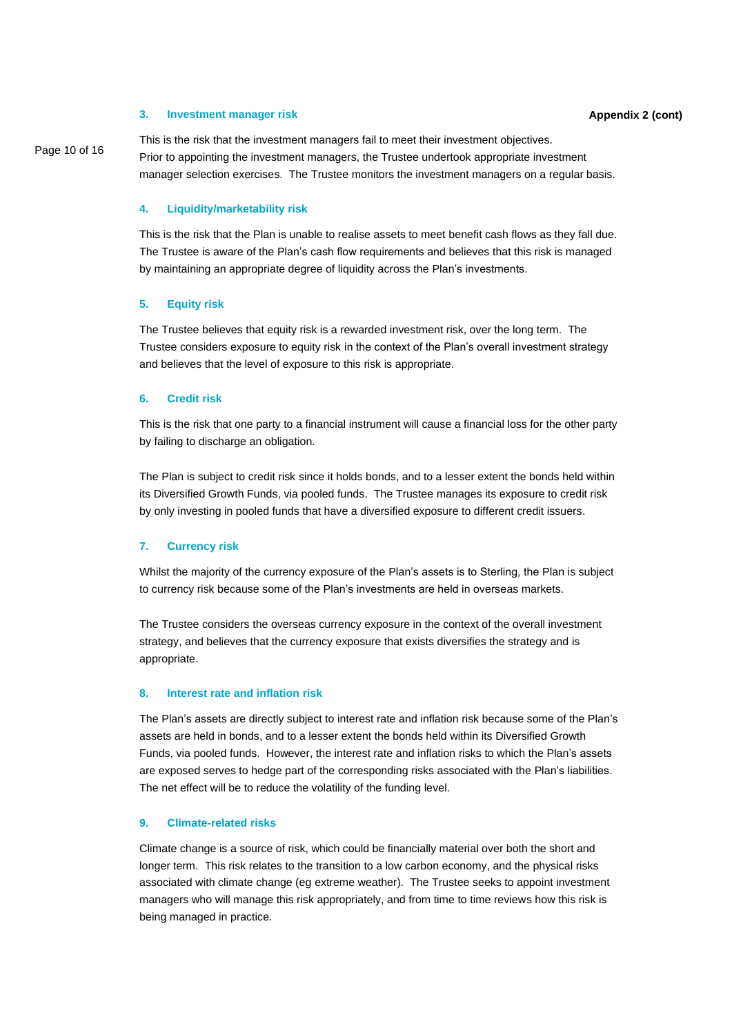**Appendix 2 (cont)**

### 3. Investment manager risk

This is the risk that the investment managers fail to meet their investment objectives. Prior to appointing the investment managers, the Trustee undertook appropriate investment manager selection exercises. The Trustee monitors the investment managers on a regular basis.

### 4. Liquidity/marketability risk

This is the risk that the Plan is unable to realise assets to meet benefit cash flows as they fall due. The Trustee is aware of the Plan's cash flow requirements and believes that this risk is managed by maintaining an appropriate degree of liquidity across the Plan's investments.

### 5. Equity risk

The Trustee believes that equity risk is a rewarded investment risk, over the long term. The Trustee considers exposure to equity risk in the context of the Plan's overall investment strategy and believes that the level of exposure to this risk is appropriate.

### 6. Credit risk

This is the risk that one party to a financial instrument will cause a financial loss for the other party by failing to discharge an obligation.

The Plan is subject to credit risk since it holds bonds, and to a lesser extent the bonds held within its Diversified Growth Funds, via pooled funds. The Trustee manages its exposure to credit risk by only investing in pooled funds that have a diversified exposure to different credit issuers.

### 7. Currency risk

Whilst the majority of the currency exposure of the Plan's assets is to Sterling, the Plan is subject to currency risk because some of the Plan's investments are held in overseas markets.

The Trustee considers the overseas currency exposure in the context of the overall investment strategy, and believes that the currency exposure that exists diversifies the strategy and is appropriate.

### 8. Interest rate and inflation risk

The Plan's assets are directly subject to interest rate and inflation risk because some of the Plan's assets are held in bonds, and to a lesser extent the bonds held within its Diversified Growth Funds, via pooled funds. However, the interest rate and inflation risks to which the Plan's assets are exposed serves to hedge part of the corresponding risks associated with the Plan's liabilities. The net effect will be to reduce the volatility of the funding level.

### 9. Climate-related risks

Climate change is a source of risk, which could be financially material over both the short and longer term. This risk relates to the transition to a low carbon economy, and the physical risks associated with climate change (eg extreme weather). The Trustee seeks to appoint investment managers who will manage this risk appropriately, and from time to time reviews how this risk is being managed in practice.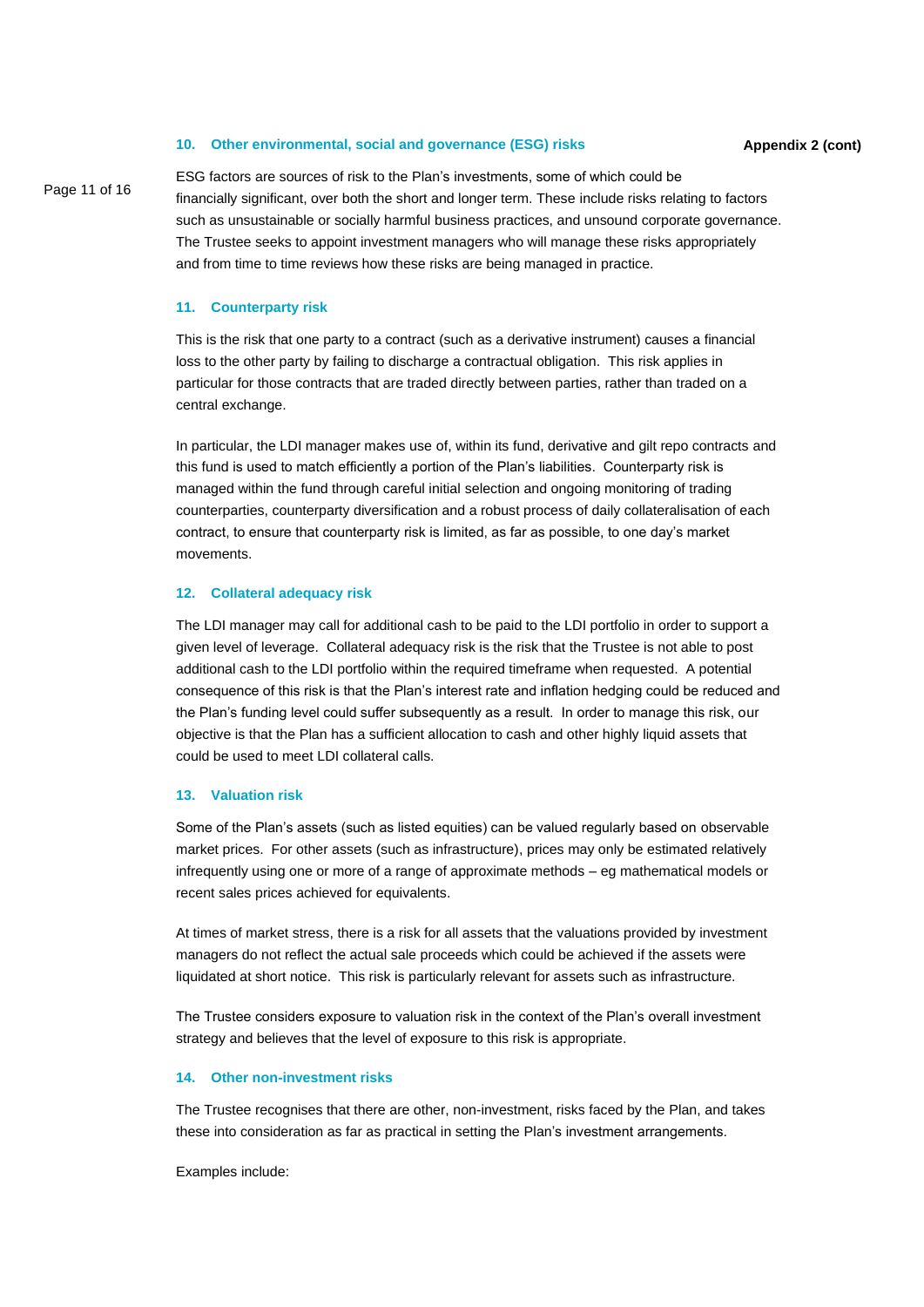### 10. Other environmental, social and governance (ESG) risks

**Appendix 2 (cont)**

ESG factors are sources of risk to the Plan's investments, some of which could be financially significant, over both the short and longer term. These include risks relating to factors such as unsustainable or socially harmful business practices, and unsound corporate governance. The Trustee seeks to appoint investment managers who will manage these risks appropriately and from time to time reviews how these risks are being managed in practice.

### 11. Counterparty risk

This is the risk that one party to a contract (such as a derivative instrument) causes a financial loss to the other party by failing to discharge a contractual obligation. This risk applies in particular for those contracts that are traded directly between parties, rather than traded on a central exchange.

In particular, the LDI manager makes use of, within its fund, derivative and gilt repo contracts and this fund is used to match efficiently a portion of the Plan's liabilities. Counterparty risk is managed within the fund through careful initial selection and ongoing monitoring of trading counterparties, counterparty diversification and a robust process of daily collateralisation of each contract, to ensure that counterparty risk is limited, as far as possible, to one day's market movements.

### 12. Collateral adequacy risk

The LDI manager may call for additional cash to be paid to the LDI portfolio in order to support a given level of leverage. Collateral adequacy risk is the risk that the Trustee is not able to post additional cash to the LDI portfolio within the required timeframe when requested. A potential consequence of this risk is that the Plan's interest rate and inflation hedging could be reduced and the Plan's funding level could suffer subsequently as a result. In order to manage this risk, our objective is that the Plan has a sufficient allocation to cash and other highly liquid assets that could be used to meet LDI collateral calls.

### 13. Valuation risk

Some of the Plan's assets (such as listed equities) can be valued regularly based on observable market prices. For other assets (such as infrastructure), prices may only be estimated relatively infrequently using one or more of a range of approximate methods – eg mathematical models or recent sales prices achieved for equivalents.

At times of market stress, there is a risk for all assets that the valuations provided by investment managers do not reflect the actual sale proceeds which could be achieved if the assets were liquidated at short notice. This risk is particularly relevant for assets such as infrastructure.

The Trustee considers exposure to valuation risk in the context of the Plan's overall investment strategy and believes that the level of exposure to this risk is appropriate.

### 14. Other non-investment risks

The Trustee recognises that there are other, non-investment, risks faced by the Plan, and takes these into consideration as far as practical in setting the Plan's investment arrangements.

Examples include: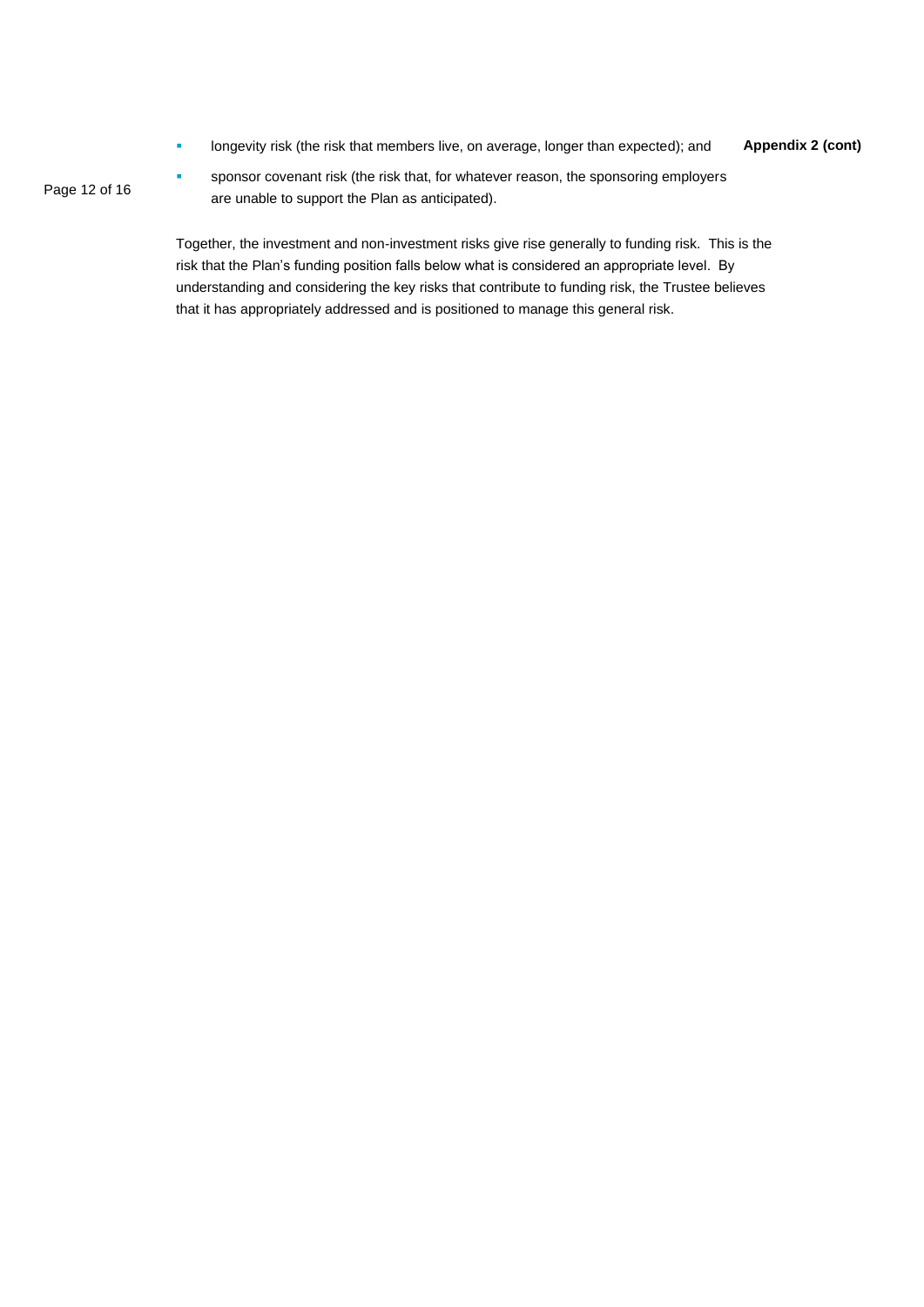- longevity risk (the risk that members live, on average, longer than expected); and
- sponsor covenant risk (the risk that, for whatever reason, the sponsoring employers are unable to support the Plan as anticipated).

Together, the investment and non-investment risks give rise generally to funding risk. This is the risk that the Plan's funding position falls below what is considered an appropriate level. By understanding and considering the key risks that contribute to funding risk, the Trustee believes that it has appropriately addressed and is positioned to manage this general risk.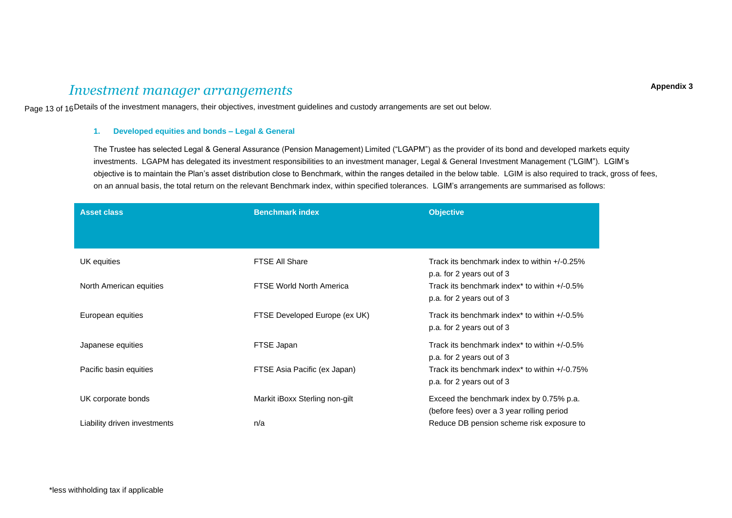# *Investment manager arrangements*

**Appendix 3**

Details of the investment managers, their objectives, investment guidelines and custody arrangements are set out below.

### 1. Developed equities and bonds – Legal & General

The Trustee has selected Legal & General Assurance (Pension Management) Limited ("LGAPM") as the provider of its bond and developed markets equity investments. LGAPM has delegated its investment responsibilities to an investment manager, Legal & General Investment Management ("LGIM"). LGIM's objective is to maintain the Plan's asset distribution close to Benchmark, within the ranges detailed in the below table. LGIM is also required to track, gross of fees, on an annual basis, the total return on the relevant Benchmark index, within specified tolerances. LGIM's arrangements are summarised as follows:

| Asset class | Benchmark index | Objective |
|---|---|---|
| UK equities | FTSE All Share | Track its benchmark index to within +/-0.25% p.a. for 2 years out of 3 |
| North American equities | FTSE World North America | Track its benchmark index* to within +/-0.5% p.a. for 2 years out of 3 |
| European equities | FTSE Developed Europe (ex UK) | Track its benchmark index* to within +/-0.5% p.a. for 2 years out of 3 |
| Japanese equities | FTSE Japan | Track its benchmark index* to within +/-0.5% p.a. for 2 years out of 3 |
| Pacific basin equities | FTSE Asia Pacific (ex Japan) | Track its benchmark index* to within +/-0.75% p.a. for 2 years out of 3 |
| UK corporate bonds | Markit iBoxx Sterling non-gilt | Exceed the benchmark index by 0.75% p.a. (before fees) over a 3 year rolling period |
| Liability driven investments | n/a | Reduce DB pension scheme risk exposure to |

*less withholding tax if applicable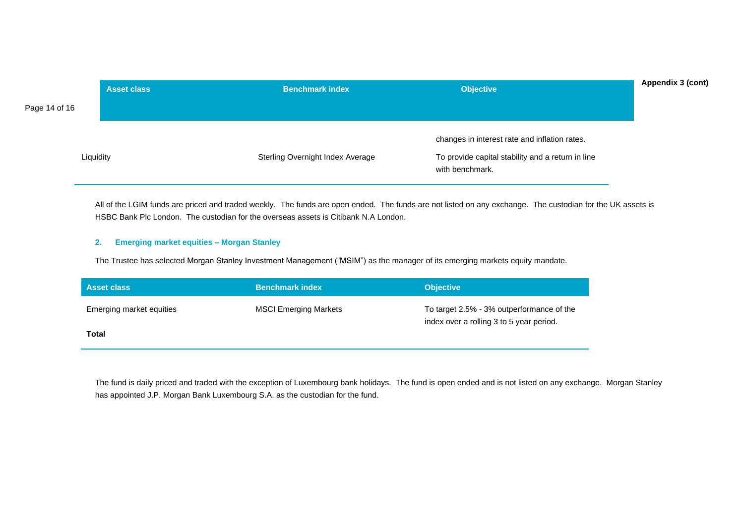| Asset class | Benchmark index | Objective |
|---|---|---|
| | | changes in interest rate and inflation rates. |
| Liquidity | Sterling Overnight Index Average | To provide capital stability and a return in line with benchmark. |

All of the LGIM funds are priced and traded weekly. The funds are open ended. The funds are not listed on any exchange. The custodian for the UK assets is HSBC Bank Plc London. The custodian for the overseas assets is Citibank N.A London.

### 2. Emerging market equities – Morgan Stanley

The Trustee has selected Morgan Stanley Investment Management ("MSIM") as the manager of its emerging markets equity mandate.

| Asset class | Benchmark index | Objective |
|---|---|---|
| Emerging market equities | MSCI Emerging Markets | To target 2.5% - 3% outperformance of the index over a rolling 3 to 5 year period. |
| **Total** | | |

The fund is daily priced and traded with the exception of Luxembourg bank holidays. The fund is open ended and is not listed on any exchange. Morgan Stanley has appointed J.P. Morgan Bank Luxembourg S.A. as the custodian for the fund.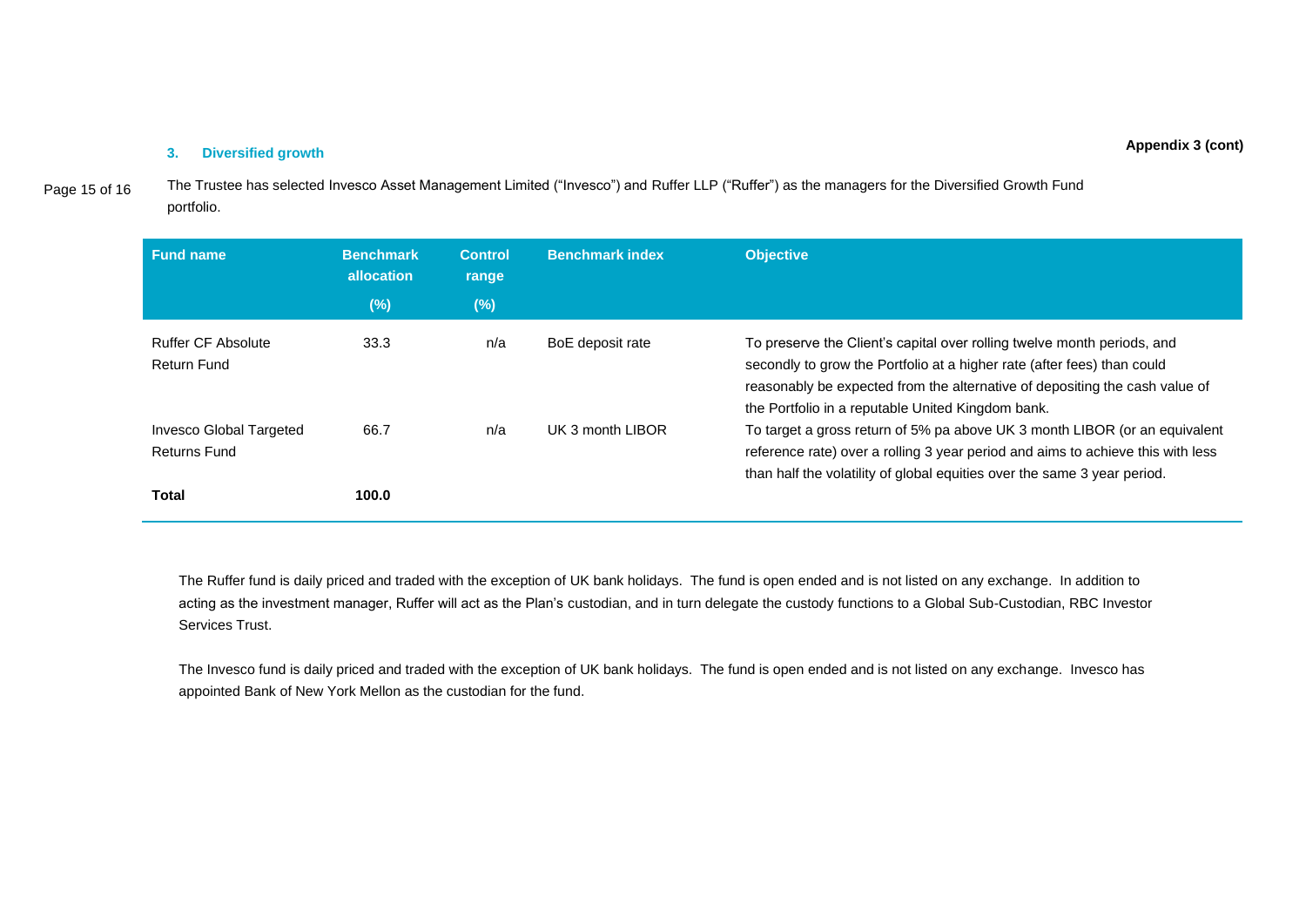Appendix 3 (cont)

### 3. Diversified growth

The Trustee has selected Invesco Asset Management Limited ("Invesco") and Ruffer LLP ("Ruffer") as the managers for the Diversified Growth Fund portfolio.

| Fund name | Benchmark allocation (%) | Control range (%) | Benchmark index | Objective |
|---|---|---|---|---|
| Ruffer CF Absolute Return Fund | 33.3 | n/a | BoE deposit rate | To preserve the Client's capital over rolling twelve month periods, and secondly to grow the Portfolio at a higher rate (after fees) than could reasonably be expected from the alternative of depositing the cash value of the Portfolio in a reputable United Kingdom bank. |
| Invesco Global Targeted Returns Fund | 66.7 | n/a | UK 3 month LIBOR | To target a gross return of 5% pa above UK 3 month LIBOR (or an equivalent reference rate) over a rolling 3 year period and aims to achieve this with less than half the volatility of global equities over the same 3 year period. |
| **Total** | **100.0** | | | |

The Ruffer fund is daily priced and traded with the exception of UK bank holidays. The fund is open ended and is not listed on any exchange. In addition to acting as the investment manager, Ruffer will act as the Plan's custodian, and in turn delegate the custody functions to a Global Sub-Custodian, RBC Investor Services Trust.

The Invesco fund is daily priced and traded with the exception of UK bank holidays. The fund is open ended and is not listed on any exchange. Invesco has appointed Bank of New York Mellon as the custodian for the fund.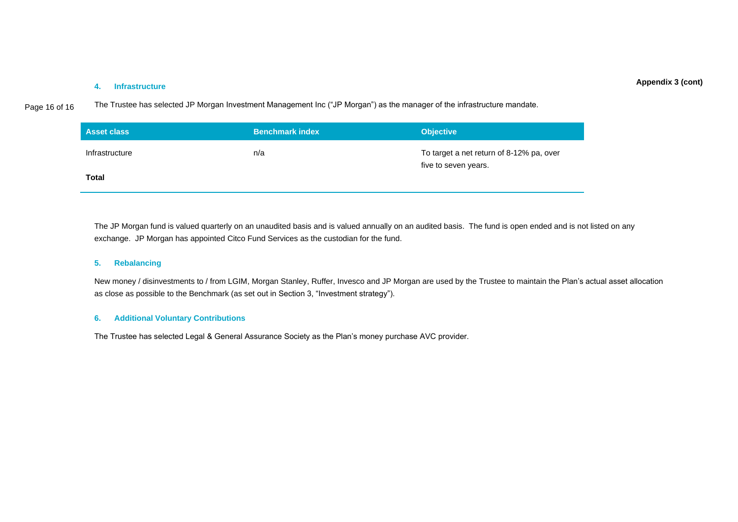Appendix 3 (cont)

### 4. Infrastructure

The Trustee has selected JP Morgan Investment Management Inc ("JP Morgan") as the manager of the infrastructure mandate.

| Asset class | Benchmark index | Objective |
|---|---|---|
| Infrastructure | n/a | To target a net return of 8-12% pa, over five to seven years. |
| **Total** | | |

The JP Morgan fund is valued quarterly on an unaudited basis and is valued annually on an audited basis. The fund is open ended and is not listed on any exchange. JP Morgan has appointed Citco Fund Services as the custodian for the fund.

### 5. Rebalancing

New money / disinvestments to / from LGIM, Morgan Stanley, Ruffer, Invesco and JP Morgan are used by the Trustee to maintain the Plan's actual asset allocation as close as possible to the Benchmark (as set out in Section 3, "Investment strategy").

### 6. Additional Voluntary Contributions

The Trustee has selected Legal & General Assurance Society as the Plan's money purchase AVC provider.